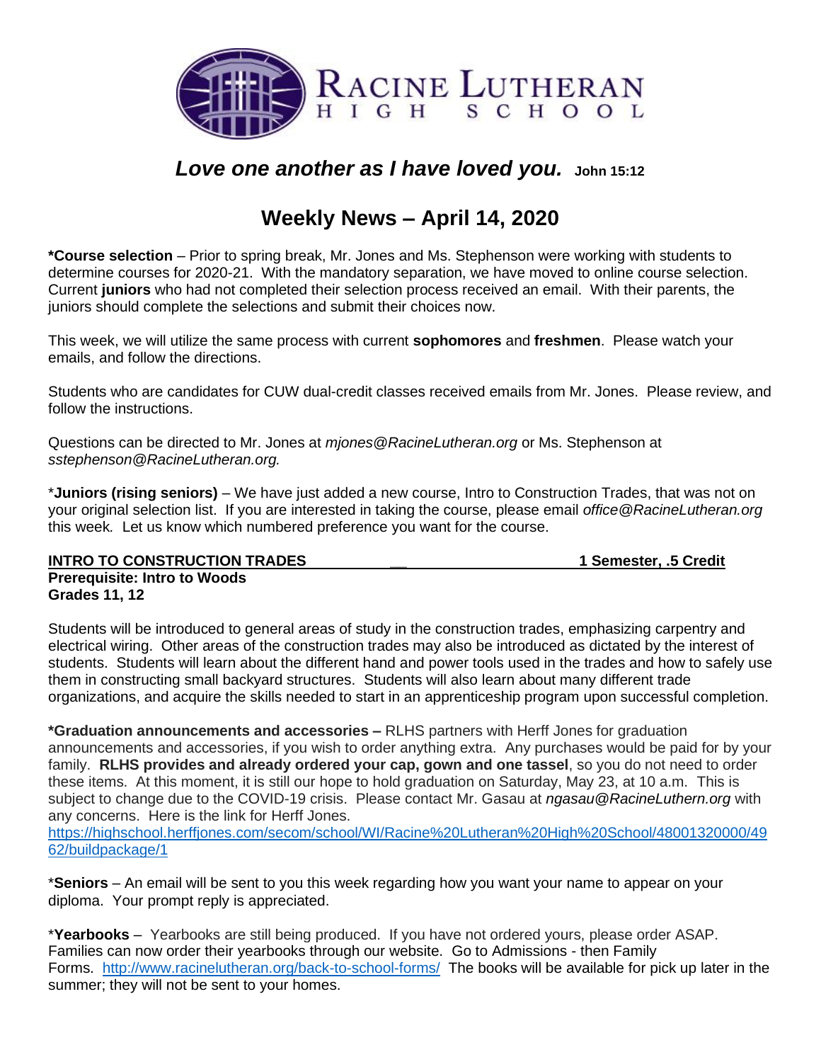# Racine Lutheran High School

***Love one another as I have loved you.*** **John 15:12**

## Weekly News – April 14, 2020

***Course selection** – Prior to spring break, Mr. Jones and Ms. Stephenson were working with students to determine courses for 2020-21. With the mandatory separation, we have moved to online course selection. Current **juniors** who had not completed their selection process received an email. With their parents, the juniors should complete the selections and submit their choices now.

This week, we will utilize the same process with current **sophomores** and **freshmen**. Please watch your emails, and follow the directions.

Students who are candidates for CUW dual-credit classes received emails from Mr. Jones. Please review, and follow the instructions.

Questions can be directed to Mr. Jones at *mjones@RacineLutheran.org* or Ms. Stephenson at *sstephenson@RacineLutheran.org.*

***Juniors (rising seniors)** – We have just added a new course, Intro to Construction Trades, that was not on your original selection list. If you are interested in taking the course, please email *office@RacineLutheran.org* this week. Let us know which numbered preference you want for the course.

**INTRO TO CONSTRUCTION TRADES — 1 Semester, .5 Credit**
**Prerequisite: Intro to Woods**
**Grades 11, 12**

Students will be introduced to general areas of study in the construction trades, emphasizing carpentry and electrical wiring. Other areas of the construction trades may also be introduced as dictated by the interest of students. Students will learn about the different hand and power tools used in the trades and how to safely use them in constructing small backyard structures. Students will also learn about many different trade organizations, and acquire the skills needed to start in an apprenticeship program upon successful completion.

***Graduation announcements and accessories –** RLHS partners with Herff Jones for graduation announcements and accessories, if you wish to order anything extra. Any purchases would be paid for by your family. **RLHS provides and already ordered your cap, gown and one tassel**, so you do not need to order these items. At this moment, it is still our hope to hold graduation on Saturday, May 23, at 10 a.m. This is subject to change due to the COVID-19 crisis. Please contact Mr. Gasau at *ngasau@RacineLuthern.org* with any concerns. Here is the link for Herff Jones.
https://highschool.herffjones.com/secom/school/WI/Racine%20Lutheran%20High%20School/48001320000/4962/buildpackage/1

***Seniors** – An email will be sent to you this week regarding how you want your name to appear on your diploma. Your prompt reply is appreciated.

***Yearbooks** – Yearbooks are still being produced. If you have not ordered yours, please order ASAP. Families can now order their yearbooks through our website. Go to Admissions - then Family Forms. http://www.racinelutheran.org/back-to-school-forms/ The books will be available for pick up later in the summer; they will not be sent to your homes.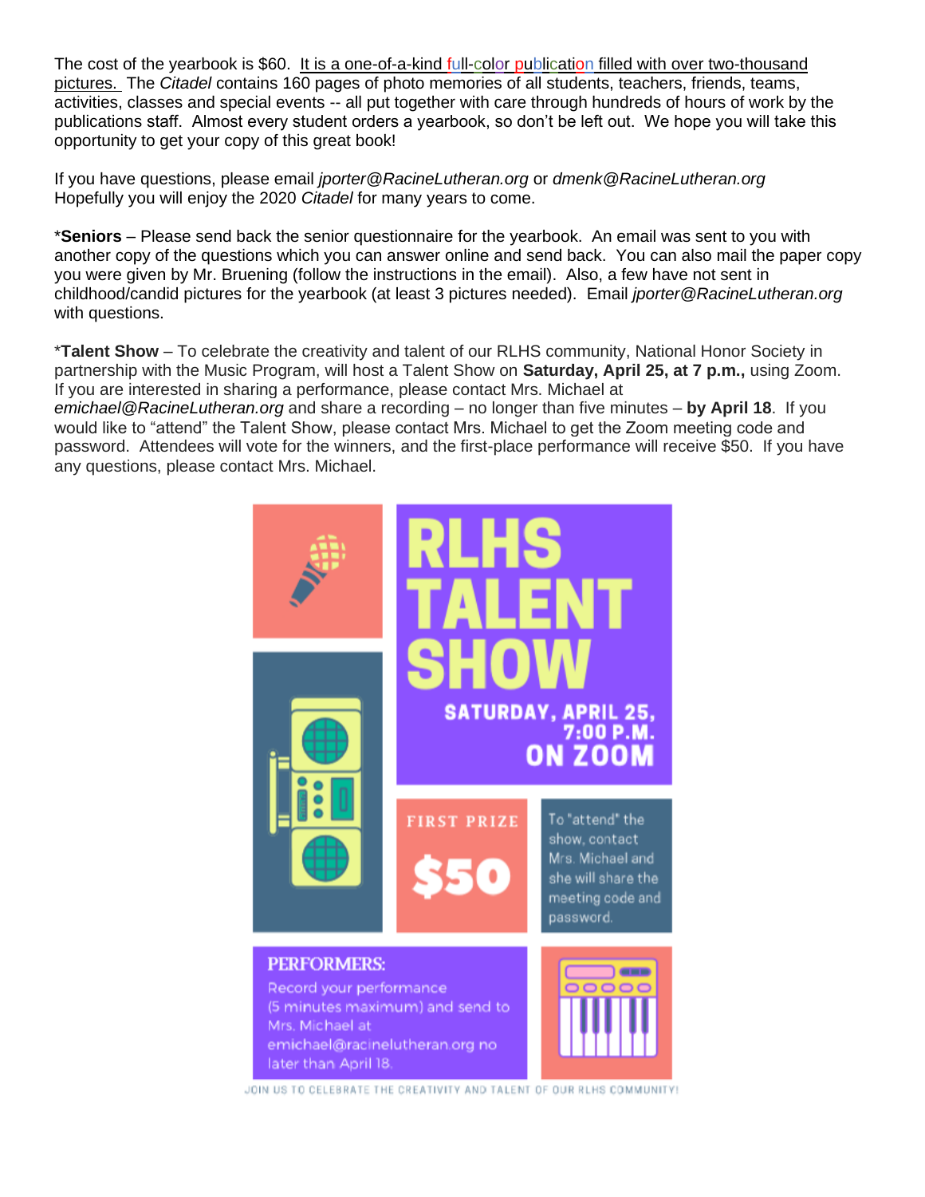The cost of the yearbook is $60. It is a one-of-a-kind full-color publication filled with over two-thousand pictures. The *Citadel* contains 160 pages of photo memories of all students, teachers, friends, teams, activities, classes and special events -- all put together with care through hundreds of hours of work by the publications staff. Almost every student orders a yearbook, so don't be left out. We hope you will take this opportunity to get your copy of this great book!

If you have questions, please email *jporter@RacineLutheran.org* or *dmenk@RacineLutheran.org*
Hopefully you will enjoy the 2020 *Citadel* for many years to come.

\***Seniors** – Please send back the senior questionnaire for the yearbook. An email was sent to you with another copy of the questions which you can answer online and send back. You can also mail the paper copy you were given by Mr. Bruening (follow the instructions in the email). Also, a few have not sent in childhood/candid pictures for the yearbook (at least 3 pictures needed). Email *jporter@RacineLutheran.org* with questions.

\***Talent Show** – To celebrate the creativity and talent of our RLHS community, National Honor Society in partnership with the Music Program, will host a Talent Show on **Saturday, April 25, at 7 p.m.,** using Zoom. If you are interested in sharing a performance, please contact Mrs. Michael at *emichael@RacineLutheran.org* and share a recording – no longer than five minutes – **by April 18**. If you would like to "attend" the Talent Show, please contact Mrs. Michael to get the Zoom meeting code and password. Attendees will vote for the winners, and the first-place performance will receive $50. If you have any questions, please contact Mrs. Michael.

# RLHS TALENT SHOW

**SATURDAY, APRIL 25, 7:00 P.M. ON ZOOM**

**FIRST PRIZE $50**

To "attend" the show, contact Mrs. Michael and she will share the meeting code and password.

**PERFORMERS:**
Record your performance (5 minutes maximum) and send to Mrs. Michael at emichael@racinelutheran.org no later than April 18.

JOIN US TO CELEBRATE THE CREATIVITY AND TALENT OF OUR RLHS COMMUNITY!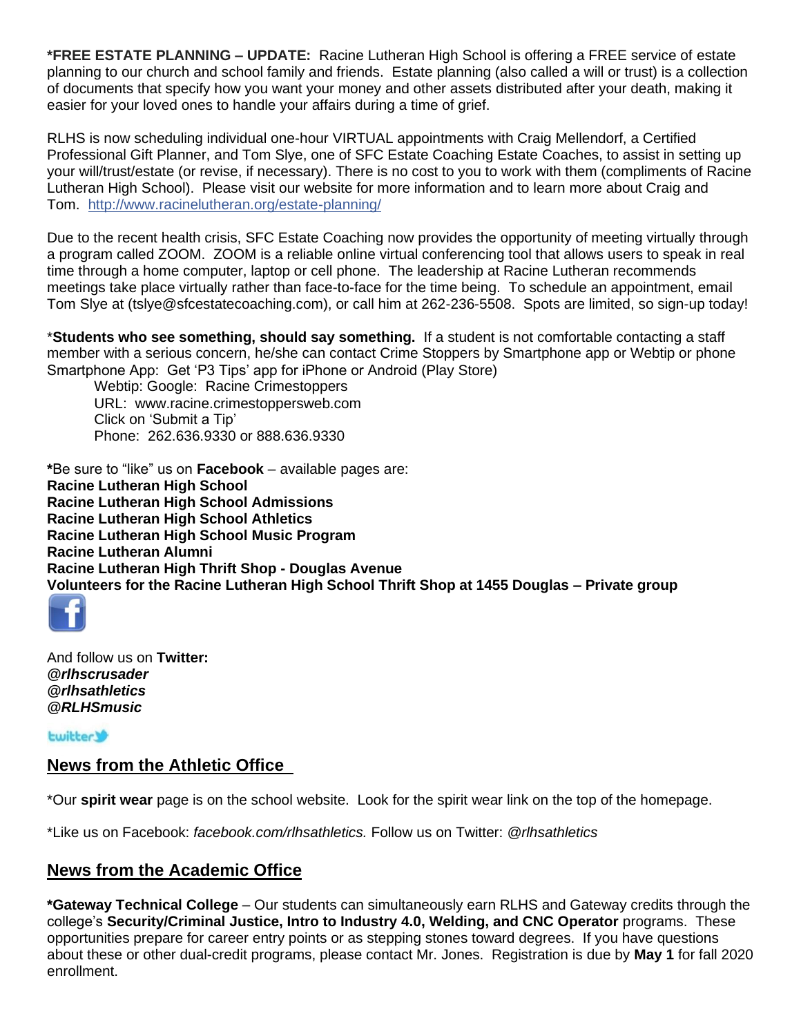**\*FREE ESTATE PLANNING – UPDATE:** Racine Lutheran High School is offering a FREE service of estate planning to our church and school family and friends. Estate planning (also called a will or trust) is a collection of documents that specify how you want your money and other assets distributed after your death, making it easier for your loved ones to handle your affairs during a time of grief.

RLHS is now scheduling individual one-hour VIRTUAL appointments with Craig Mellendorf, a Certified Professional Gift Planner, and Tom Slye, one of SFC Estate Coaching Estate Coaches, to assist in setting up your will/trust/estate (or revise, if necessary). There is no cost to you to work with them (compliments of Racine Lutheran High School). Please visit our website for more information and to learn more about Craig and Tom. http://www.racinelutheran.org/estate-planning/

Due to the recent health crisis, SFC Estate Coaching now provides the opportunity of meeting virtually through a program called ZOOM. ZOOM is a reliable online virtual conferencing tool that allows users to speak in real time through a home computer, laptop or cell phone. The leadership at Racine Lutheran recommends meetings take place virtually rather than face-to-face for the time being. To schedule an appointment, email Tom Slye at (tslye@sfcestatecoaching.com), or call him at 262-236-5508. Spots are limited, so sign-up today!

\***Students who see something, should say something.** If a student is not comfortable contacting a staff member with a serious concern, he/she can contact Crime Stoppers by Smartphone app or Webtip or phone
Smartphone App: Get 'P3 Tips' app for iPhone or Android (Play Store)

Webtip: Google: Racine Crimestoppers
URL: www.racine.crimestoppersweb.com
Click on 'Submit a Tip'
Phone: 262.636.9330 or 888.636.9330

**\***Be sure to "like" us on **Facebook** – available pages are:
**Racine Lutheran High School**
**Racine Lutheran High School Admissions**
**Racine Lutheran High School Athletics**
**Racine Lutheran High School Music Program**
**Racine Lutheran Alumni**
**Racine Lutheran High Thrift Shop - Douglas Avenue**
**Volunteers for the Racine Lutheran High School Thrift Shop at 1455 Douglas – Private group**

And follow us on **Twitter:**
***@rlhscrusader***
***@rlhsathletics***
***@RLHSmusic***

## News from the Athletic Office

\*Our **spirit wear** page is on the school website. Look for the spirit wear link on the top of the homepage.

\*Like us on Facebook: *facebook.com/rlhsathletics.* Follow us on Twitter: *@rlhsathletics*

## News from the Academic Office

**\*Gateway Technical College** – Our students can simultaneously earn RLHS and Gateway credits through the college's **Security/Criminal Justice, Intro to Industry 4.0, Welding, and CNC Operator** programs. These opportunities prepare for career entry points or as stepping stones toward degrees. If you have questions about these or other dual-credit programs, please contact Mr. Jones. Registration is due by **May 1** for fall 2020 enrollment.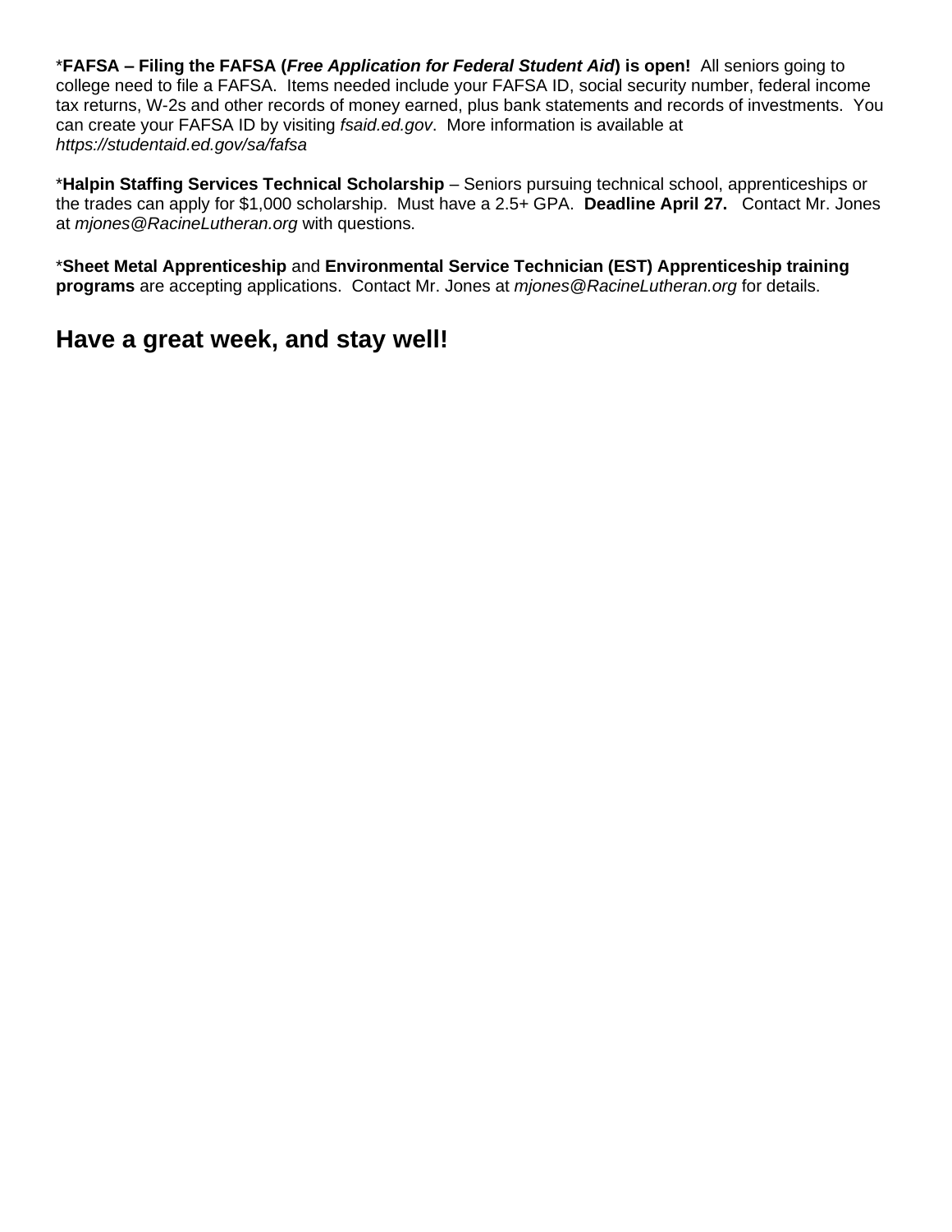*<strong>FAFSA – Filing the FAFSA (<em>Free Application for Federal Student Aid</em>) is open!</strong> All seniors going to college need to file a FAFSA. Items needed include your FAFSA ID, social security number, federal income tax returns, W-2s and other records of money earned, plus bank statements and records of investments. You can create your FAFSA ID by visiting *fsaid.ed.gov*. More information is available at *https://studentaid.ed.gov/sa/fafsa*

*<strong>Halpin Staffing Services Technical Scholarship</strong> – Seniors pursuing technical school, apprenticeships or the trades can apply for $1,000 scholarship. Must have a 2.5+ GPA. **Deadline April 27.** Contact Mr. Jones at *mjones@RacineLutheran.org* with questions.

*<strong>Sheet Metal Apprenticeship</strong> and **Environmental Service Technician (EST) Apprenticeship training programs** are accepting applications. Contact Mr. Jones at *mjones@RacineLutheran.org* for details.

## Have a great week, and stay well!